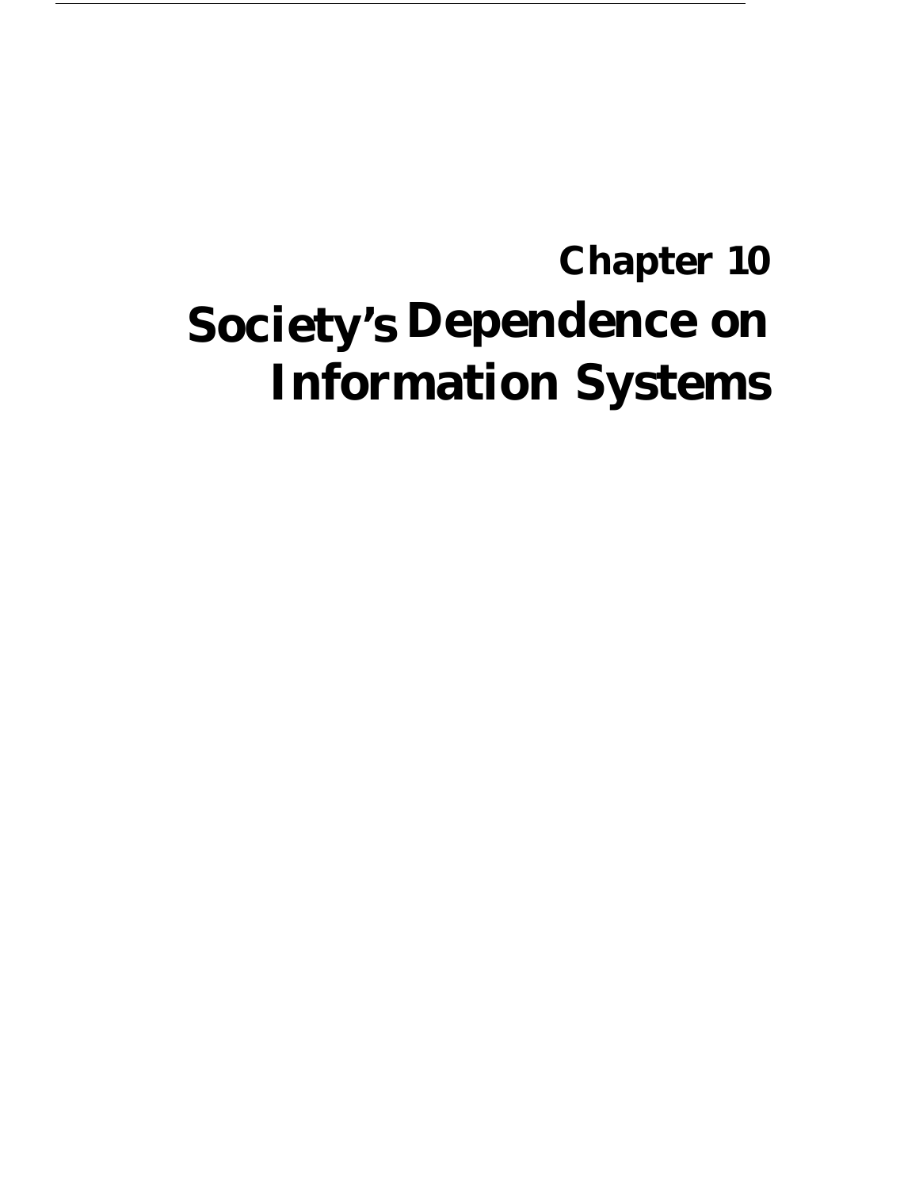# Chapter 10
# Society's Dependence on Information Systems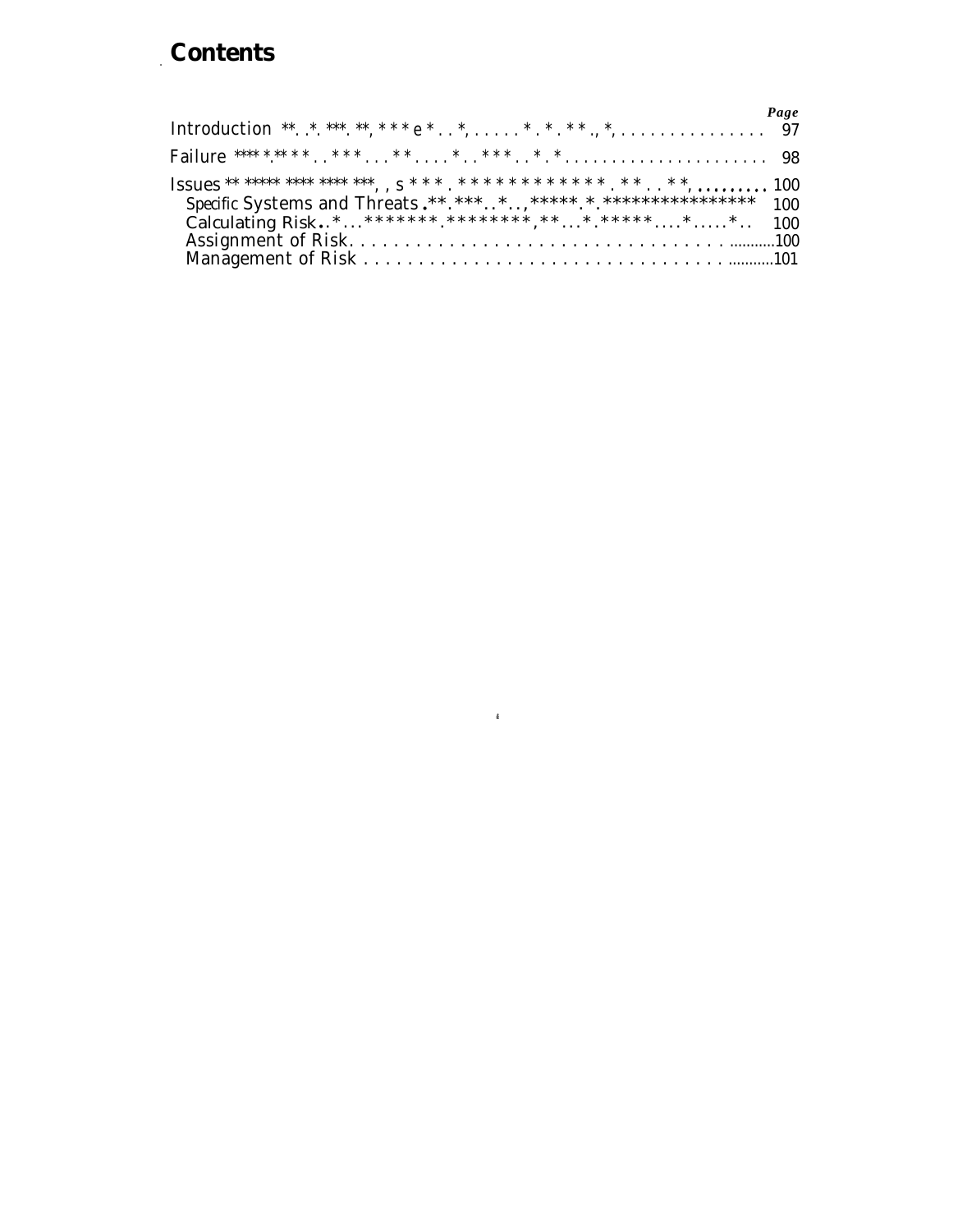# Contents

| | Page |
|---|---|
| Introduction | 97 |
| Failure | 98 |
| Issues | 100 |
| Specific Systems and Threats | 100 |
| Calculating Risk | 100 |
| Assignment of Risk | 100 |
| Management of Risk | 101 |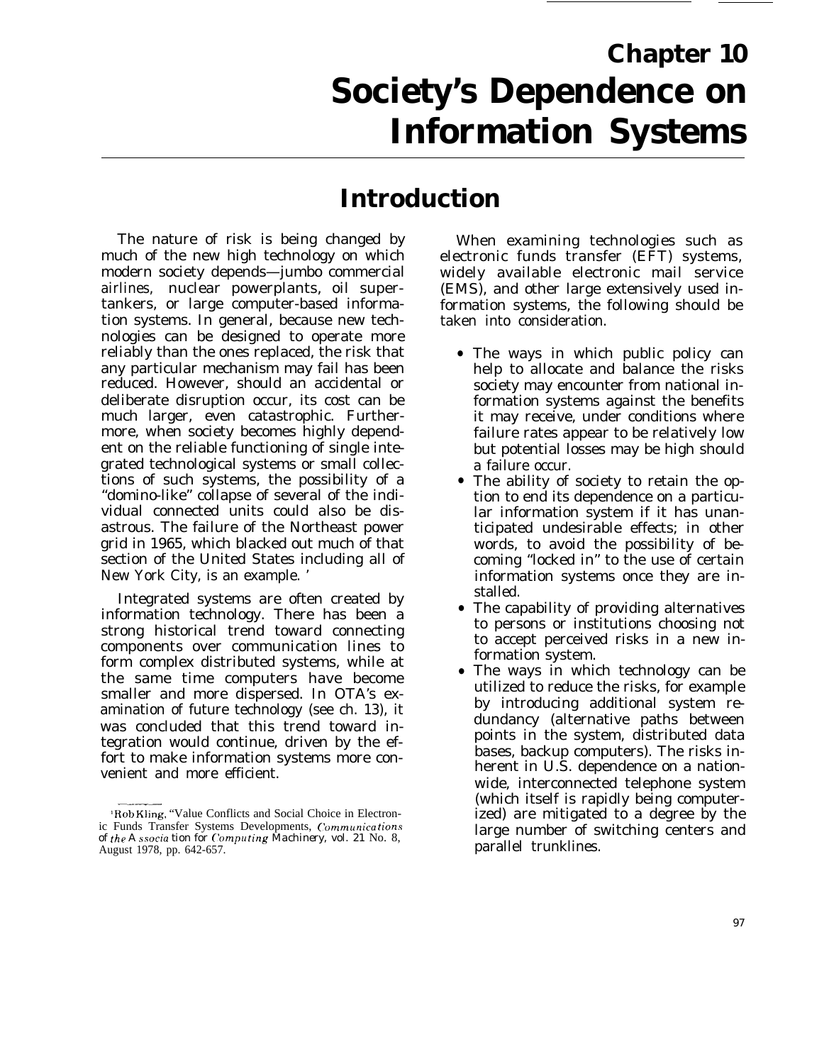# Chapter 10
# Society's Dependence on Information Systems

## Introduction

The nature of risk is being changed by much of the new high technology on which modern society depends—jumbo commercial airlines, nuclear powerplants, oil supertankers, or large computer-based information systems. In general, because new technologies can be designed to operate more reliably than the ones replaced, the risk that any particular mechanism may fail has been reduced. However, should an accidental or deliberate disruption occur, its cost can be much larger, even catastrophic. Furthermore, when society becomes highly dependent on the reliable functioning of single integrated technological systems or small collections of such systems, the possibility of a "domino-like" collapse of several of the individual connected units could also be disastrous. The failure of the Northeast power grid in 1965, which blacked out much of that section of the United States including all of New York City, is an example.[1]

Integrated systems are often created by information technology. There has been a strong historical trend toward connecting components over communication lines to form complex distributed systems, while at the same time computers have become smaller and more dispersed. In OTA's examination of future technology (see ch. 13), it was concluded that this trend toward integration would continue, driven by the effort to make information systems more convenient and more efficient.

When examining technologies such as electronic funds transfer (EFT) systems, widely available electronic mail service (EMS), and other large extensively used information systems, the following should be taken into consideration.

- The ways in which public policy can help to allocate and balance the risks society may encounter from national information systems against the benefits it may receive, under conditions where failure rates appear to be relatively low but potential losses may be high should a failure occur.
- The ability of society to retain the option to end its dependence on a particular information system if it has unanticipated undesirable effects; in other words, to avoid the possibility of becoming "locked in" to the use of certain information systems once they are installed.
- The capability of providing alternatives to persons or institutions choosing not to accept perceived risks in a new information system.
- The ways in which technology can be utilized to reduce the risks, for example by introducing additional system redundancy (alternative paths between points in the system, distributed data bases, backup computers). The risks inherent in U.S. dependence on a nationwide, interconnected telephone system (which itself is rapidly being computerized) are mitigated to a degree by the large number of switching centers and parallel trunklines.

[1] Rob Kling, "Value Conflicts and Social Choice in Electronic Funds Transfer Systems Developments, *Communications of the Association for Computing Machinery*, vol. 21 No. 8, August 1978, pp. 642-657.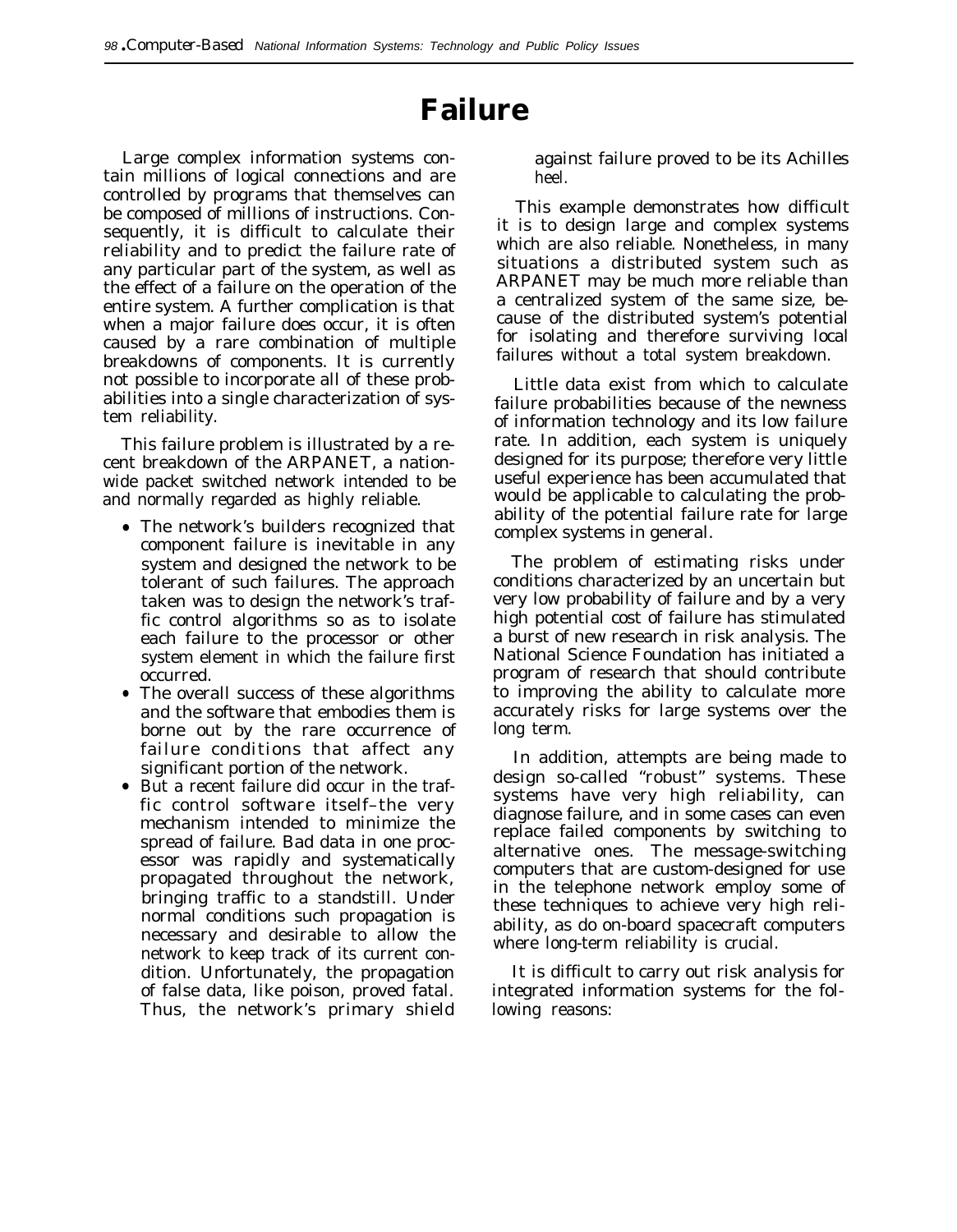# Failure

Large complex information systems contain millions of logical connections and are controlled by programs that themselves can be composed of millions of instructions. Consequently, it is difficult to calculate their reliability and to predict the failure rate of any particular part of the system, as well as the effect of a failure on the operation of the entire system. A further complication is that when a major failure does occur, it is often caused by a rare combination of multiple breakdowns of components. It is currently not possible to incorporate all of these probabilities into a single characterization of system reliability.

This failure problem is illustrated by a recent breakdown of the ARPANET, a nationwide packet switched network intended to be and normally regarded as highly reliable.

- The network's builders recognized that component failure is inevitable in any system and designed the network to be tolerant of such failures. The approach taken was to design the network's traffic control algorithms so as to isolate each failure to the processor or other system element in which the failure first occurred.
- The overall success of these algorithms and the software that embodies them is borne out by the rare occurrence of failure conditions that affect any significant portion of the network.
- But a recent failure did occur in the traffic control software itself–the very mechanism intended to minimize the spread of failure. Bad data in one processor was rapidly and systematically propagated throughout the network, bringing traffic to a standstill. Under normal conditions such propagation is necessary and desirable to allow the network to keep track of its current condition. Unfortunately, the propagation of false data, like poison, proved fatal. Thus, the network's primary shield against failure proved to be its Achilles heel.

This example demonstrates how difficult it is to design large and complex systems which are also reliable. Nonetheless, in many situations a distributed system such as ARPANET may be much more reliable than a centralized system of the same size, because of the distributed system's potential for isolating and therefore surviving local failures without a total system breakdown.

Little data exist from which to calculate failure probabilities because of the newness of information technology and its low failure rate. In addition, each system is uniquely designed for its purpose; therefore very little useful experience has been accumulated that would be applicable to calculating the probability of the potential failure rate for large complex systems in general.

The problem of estimating risks under conditions characterized by an uncertain but very low probability of failure and by a very high potential cost of failure has stimulated a burst of new research in risk analysis. The National Science Foundation has initiated a program of research that should contribute to improving the ability to calculate more accurately risks for large systems over the long term.

In addition, attempts are being made to design so-called "robust" systems. These systems have very high reliability, can diagnose failure, and in some cases can even replace failed components by switching to alternative ones. The message-switching computers that are custom-designed for use in the telephone network employ some of these techniques to achieve very high reliability, as do on-board spacecraft computers where long-term reliability is crucial.

It is difficult to carry out risk analysis for integrated information systems for the following reasons: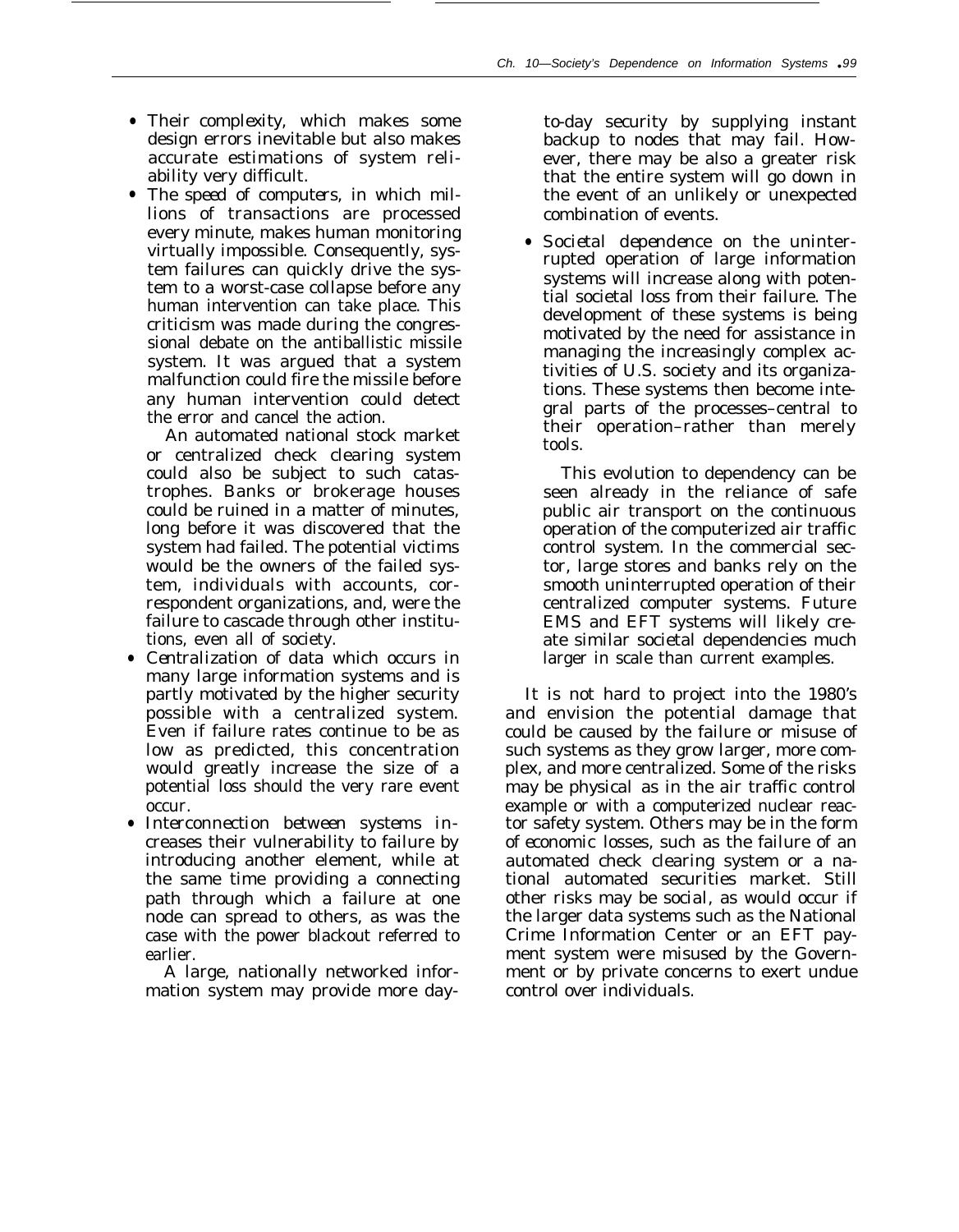- *Their complexity,* which makes some design errors inevitable but also makes accurate estimations of system reliability very difficult.
- *The speed of computers,* in which millions of transactions are processed every minute, makes human monitoring virtually impossible. Consequently, system failures can quickly drive the system to a worst-case collapse before any human intervention can take place. This criticism was made during the congressional debate on the antiballistic missile system. It was argued that a system malfunction could fire the missile before any human intervention could detect the error and cancel the action.

  An automated national stock market or centralized check clearing system could also be subject to such catastrophes. Banks or brokerage houses could be ruined in a matter of minutes, long before it was discovered that the system had failed. The potential victims would be the owners of the failed system, individuals with accounts, correspondent organizations, and, were the failure to cascade through other institutions, even all of society.
- *Centralization of data* which occurs in many large information systems and is partly motivated by the higher security possible with a centralized system. Even if failure rates continue to be as low as predicted, this concentration would greatly increase the size of a potential loss should the very rare event occur.
- *Interconnection between systems* increases their vulnerability to failure by introducing another element, while at the same time providing a connecting path through which a failure at one node can spread to others, as was the case with the power blackout referred to earlier.

  A large, nationally networked information system may provide more day-to-day security by supplying instant backup to nodes that may fail. However, there may be also a greater risk that the entire system will go down in the event of an unlikely or unexpected combination of events.
- *Societal dependence* on the uninterrupted operation of large information systems will increase along with potential societal loss from their failure. The development of these systems is being motivated by the need for assistance in managing the increasingly complex activities of U.S. society and its organizations. These systems then become integral parts of the processes–central to their operation–rather than merely tools.

  This evolution to dependency can be seen already in the reliance of safe public air transport on the continuous operation of the computerized air traffic control system. In the commercial sector, large stores and banks rely on the smooth uninterrupted operation of their centralized computer systems. Future EMS and EFT systems will likely create similar societal dependencies much larger in scale than current examples.

It is not hard to project into the 1980's and envision the potential damage that could be caused by the failure or misuse of such systems as they grow larger, more complex, and more centralized. Some of the risks may be physical as in the air traffic control example or with a computerized nuclear reactor safety system. Others may be in the form of economic losses, such as the failure of an automated check clearing system or a national automated securities market. Still other risks may be social, as would occur if the larger data systems such as the National Crime Information Center or an EFT payment system were misused by the Government or by private concerns to exert undue control over individuals.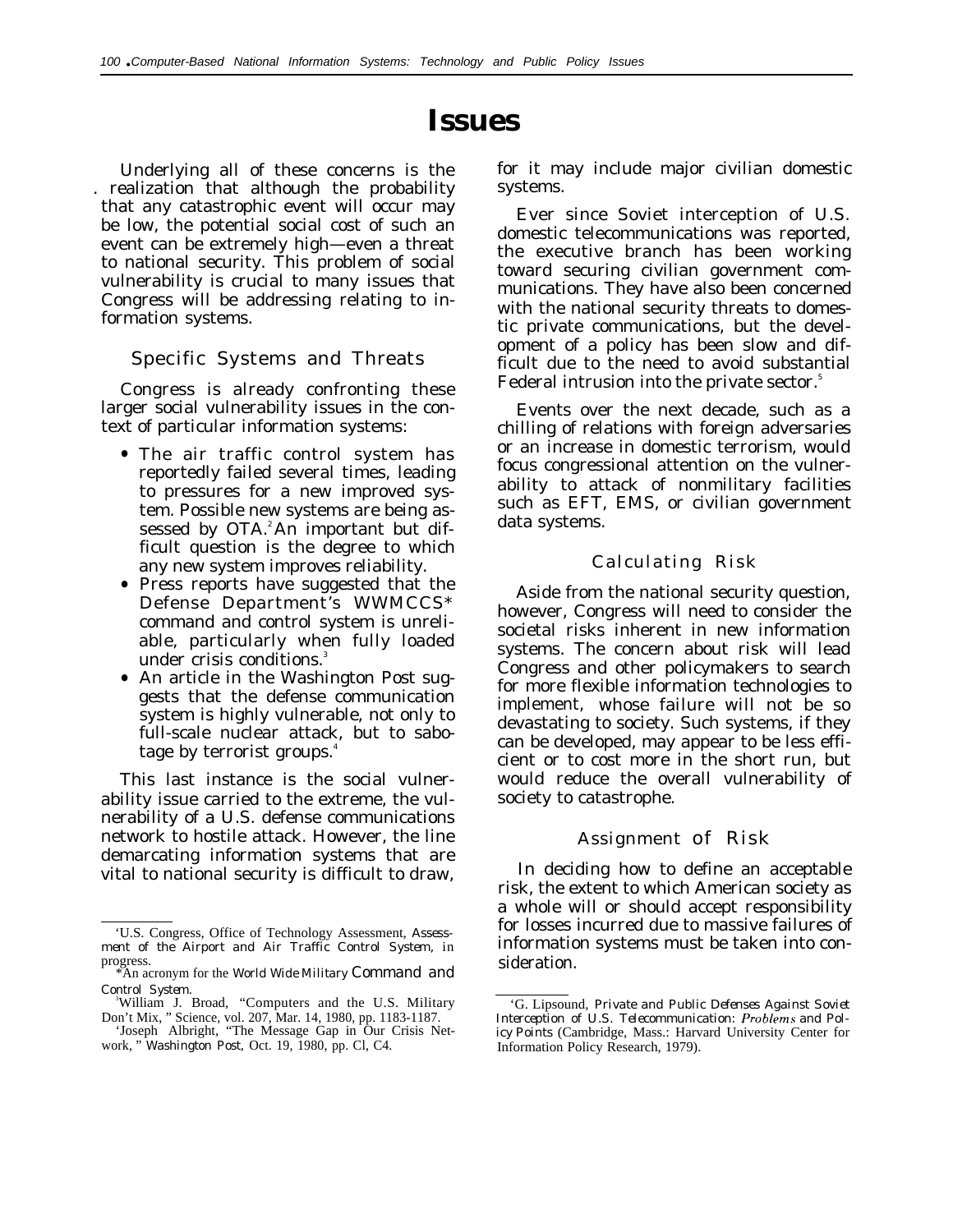# Issues

Underlying all of these concerns is the realization that although the probability that any catastrophic event will occur may be low, the potential social cost of such an event can be extremely high—even a threat to national security. This problem of social vulnerability is crucial to many issues that Congress will be addressing relating to information systems.

## Specific Systems and Threats

Congress is already confronting these larger social vulnerability issues in the context of particular information systems:

- The air traffic control system has reportedly failed several times, leading to pressures for a new improved system. Possible new systems are being assessed by OTA.[2] An important but difficult question is the degree to which any new system improves reliability.
- Press reports have suggested that the Defense Department's WWMCCS* command and control system is unreliable, particularly when fully loaded under crisis conditions.[3]
- An article in the Washington Post suggests that the defense communication system is highly vulnerable, not only to full-scale nuclear attack, but to sabotage by terrorist groups.[4]

This last instance is the social vulnerability issue carried to the extreme, the vulnerability of a U.S. defense communications network to hostile attack. However, the line demarcating information systems that are vital to national security is difficult to draw, for it may include major civilian domestic systems.

Ever since Soviet interception of U.S. domestic telecommunications was reported, the executive branch has been working toward securing civilian government communications. They have also been concerned with the national security threats to domestic private communications, but the development of a policy has been slow and difficult due to the need to avoid substantial Federal intrusion into the private sector.[5]

Events over the next decade, such as a chilling of relations with foreign adversaries or an increase in domestic terrorism, would focus congressional attention on the vulnerability to attack of nonmilitary facilities such as EFT, EMS, or civilian government data systems.

## Calculating Risk

Aside from the national security question, however, Congress will need to consider the societal risks inherent in new information systems. The concern about risk will lead Congress and other policymakers to search for more flexible information technologies to implement, whose failure will not be so devastating to society. Such systems, if they can be developed, may appear to be less efficient or to cost more in the short run, but would reduce the overall vulnerability of society to catastrophe.

## Assignment of Risk

In deciding how to define an acceptable risk, the extent to which American society as a whole will or should accept responsibility for losses incurred due to massive failures of information systems must be taken into consideration.

---

[2] U.S. Congress, Office of Technology Assessment, *Assessment of the Airport and Air Traffic Control System*, in progress.

*An acronym for the *World Wide Military Command and Control System*.

[3] William J. Broad, "Computers and the U.S. Military Don't Mix," Science, vol. 207, Mar. 14, 1980, pp. 1183-1187.

[4] Joseph Albright, "The Message Gap in Our Crisis Network," *Washington Post*, Oct. 19, 1980, pp. C1, C4.

[5] G. Lipsound, *Private and Public Defenses Against Soviet Interception of U.S. Telecommunication: Problems and Policy Points* (Cambridge, Mass.: Harvard University Center for Information Policy Research, 1979).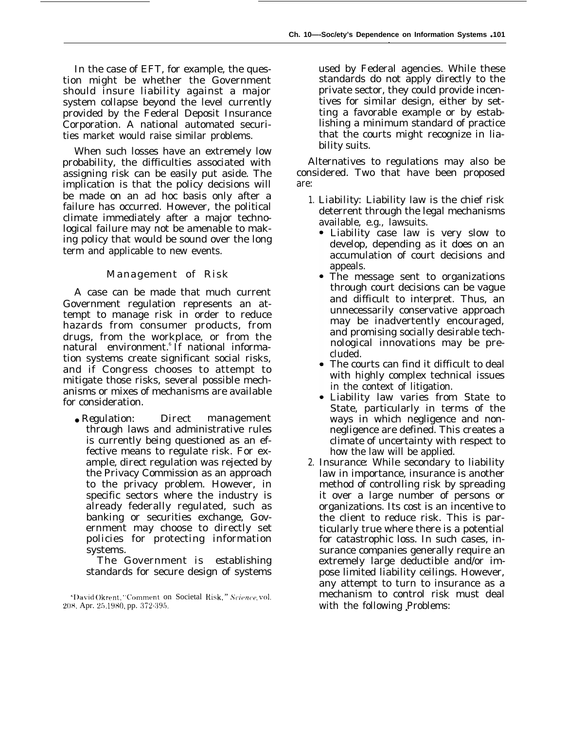In the case of EFT, for example, the question might be whether the Government should insure liability against a major system collapse beyond the level currently provided by the Federal Deposit Insurance Corporation. A national automated securities market would raise similar problems.

When such losses have an extremely low probability, the difficulties associated with assigning risk can be easily put aside. The implication is that the policy decisions will be made on an ad hoc basis only after a failure has occurred. However, the political climate immediately after a major technological failure may not be amenable to making policy that would be sound over the long term and applicable to new events.

### Management of Risk

A case can be made that much current Government regulation represents an attempt to manage risk in order to reduce hazards from consumer products, from drugs, from the workplace, or from the natural environment.[6] If national information systems create significant social risks, and if Congress chooses to attempt to mitigate those risks, several possible mechanisms or mixes of mechanisms are available for consideration.

- Regulation: Direct management through laws and administrative rules is currently being questioned as an effective means to regulate risk. For example, direct regulation was rejected by the Privacy Commission as an approach to the privacy problem. However, in specific sectors where the industry is already federally regulated, such as banking or securities exchange, Government may choose to directly set policies for protecting information systems.

  The Government is establishing standards for secure design of systems used by Federal agencies. While these standards do not apply directly to the private sector, they could provide incentives for similar design, either by setting a favorable example or by establishing a minimum standard of practice that the courts might recognize in liability suits.

Alternatives to regulations may also be considered. Two that have been proposed are:

1. Liability: Liability law is the chief risk deterrent through the legal mechanisms available, e.g., lawsuits.
   - Liability case law is very slow to develop, depending as it does on an accumulation of court decisions and appeals.
   - The message sent to organizations through court decisions can be vague and difficult to interpret. Thus, an unnecessarily conservative approach may be inadvertently encouraged, and promising socially desirable technological innovations may be precluded.
   - The courts can find it difficult to deal with highly complex technical issues in the context of litigation.
   - Liability law varies from State to State, particularly in terms of the ways in which negligence and non-negligence are defined. This creates a climate of uncertainty with respect to how the law will be applied.
2. Insurance: While secondary to liability law in importance, insurance is another method of controlling risk by spreading it over a large number of persons or organizations. Its cost is an incentive to the client to reduce risk. This is particularly true where there is a potential for catastrophic loss. In such cases, insurance companies generally require an extremely large deductible and/or impose limited liability ceilings. However, any attempt to turn to insurance as a mechanism to control risk must deal with the following Problems:

[6] David Okrent, "Comment on Societal Risk," *Science*, vol. 208, Apr. 25, 1980, pp. 372-395.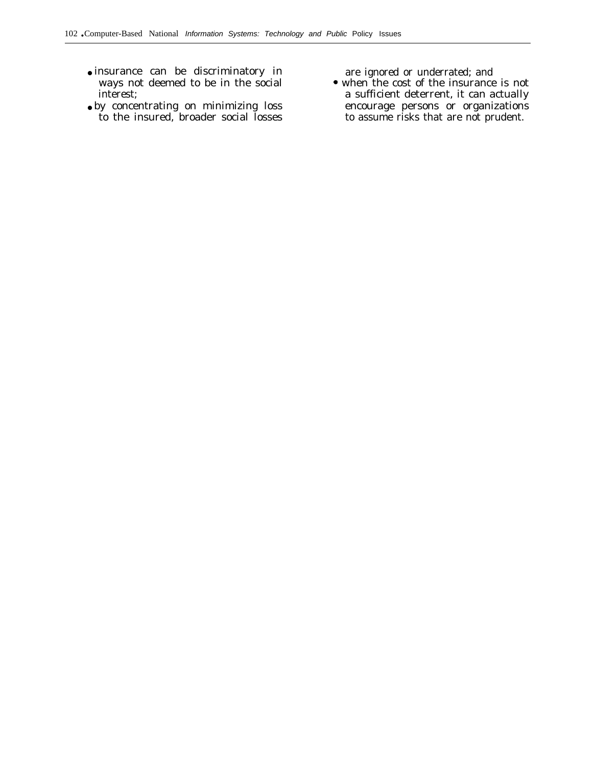- insurance can be discriminatory in ways not deemed to be in the social interest;
- by concentrating on minimizing loss to the insured, broader social losses are ignored or underrated; and
- when the cost of the insurance is not a sufficient deterrent, it can actually encourage persons or organizations to assume risks that are not prudent.